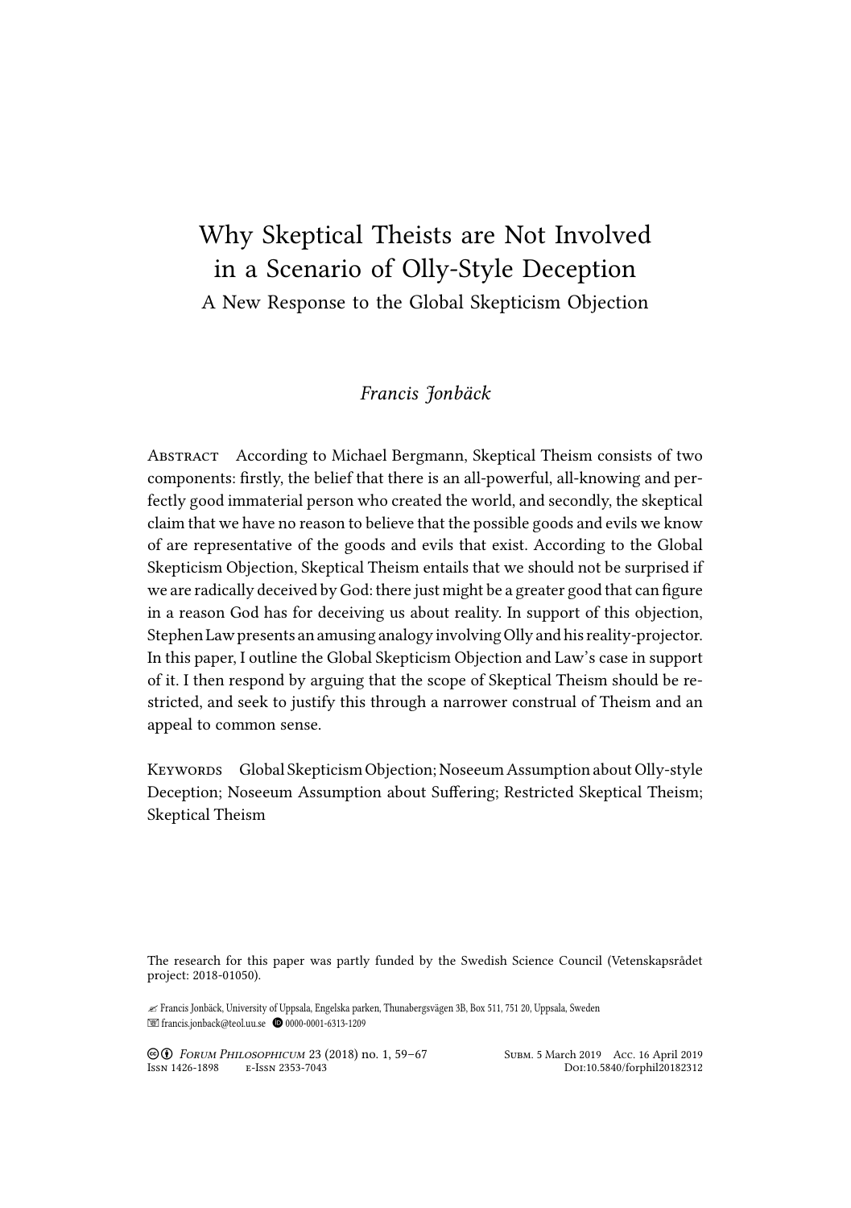# Why Skeptical Theists are Not Involved in a Scenario of Olly-Style Deception

## A New Response to the Global Skepticism Objection

*Francis Jonbäck*

ABSTRACT According to Michael Bergmann, Skeptical Theism consists of two components: firstly, the belief that there is an all-powerful, all-knowing and perfectly good immaterial person who created the world, and secondly, the skeptical claim that we have no reason to believe that the possible goods and evils we know of are representative of the goods and evils that exist. According to the Global Skepticism Objection, Skeptical Theism entails that we should not be surprised if we are radically deceived by God: there just might be a greater good that can figure in a reason God has for deceiving us about reality. In support of this objection, Stephen Law presents an amusing analogy involving Olly and his reality-projector. In this paper, I outline the Global Skepticism Objection and Law's case in support of it. I then respond by arguing that the scope of Skeptical Theism should be restricted, and seek to justify this through a narrower construal of Theism and an appeal to common sense.

KEYWORDS Global Skepticism Objection; Noseeum Assumption about Olly-style Deception; Noseeum Assumption about Suffering; Restricted Skeptical Theism; Skeptical Theism

The research for this paper was partly funded by the Swedish Science Council (Vetenskapsrådet project: 2018-01050).

Francis Jonbäck, University of Uppsala, Engelska parken, Thunabergsvägen 3B, Box 511, 751 20, Uppsala, Sweden
francis.jonback@teol.uu.se 0000-0001-6313-1209

*Forum Philosophicum* 23 (2018) no. 1, 59–67 Subm. 5 March 2019 Acc. 16 April 2019
Issn 1426-1898 e-Issn 2353-7043 Doi:10.5840/forphil20182312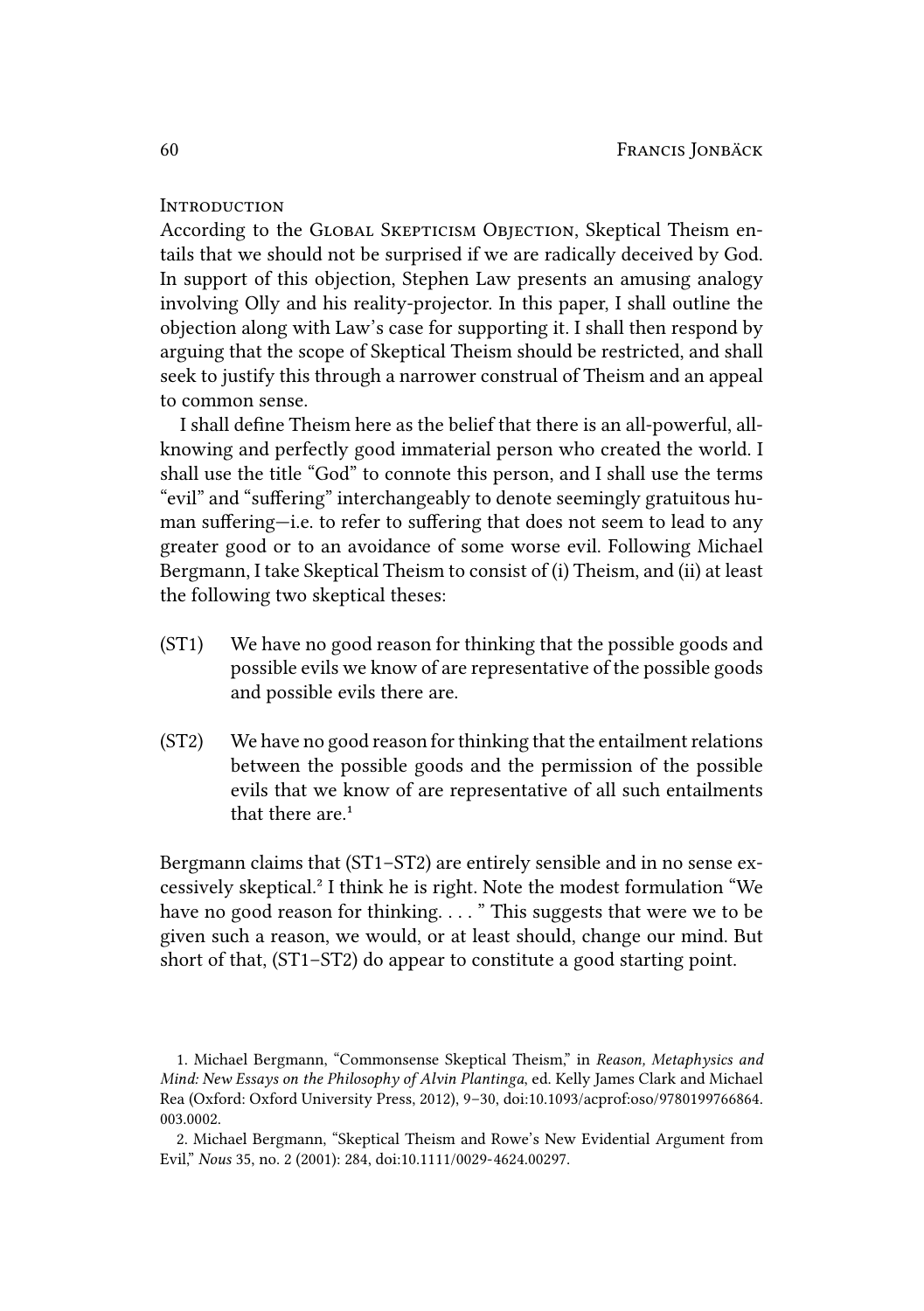## Introduction

According to the Global Skepticism Objection, Skeptical Theism entails that we should not be surprised if we are radically deceived by God. In support of this objection, Stephen Law presents an amusing analogy involving Olly and his reality-projector. In this paper, I shall outline the objection along with Law's case for supporting it. I shall then respond by arguing that the scope of Skeptical Theism should be restricted, and shall seek to justify this through a narrower construal of Theism and an appeal to common sense.

I shall define Theism here as the belief that there is an all-powerful, all-knowing and perfectly good immaterial person who created the world. I shall use the title "God" to connote this person, and I shall use the terms "evil" and "suffering" interchangeably to denote seemingly gratuitous human suffering—i.e. to refer to suffering that does not seem to lead to any greater good or to an avoidance of some worse evil. Following Michael Bergmann, I take Skeptical Theism to consist of (i) Theism, and (ii) at least the following two skeptical theses:

(ST1) We have no good reason for thinking that the possible goods and possible evils we know of are representative of the possible goods and possible evils there are.

(ST2) We have no good reason for thinking that the entailment relations between the possible goods and the permission of the possible evils that we know of are representative of all such entailments that there are.[1]

Bergmann claims that (ST1–ST2) are entirely sensible and in no sense excessively skeptical.[2] I think he is right. Note the modest formulation "We have no good reason for thinking. . . . " This suggests that were we to be given such a reason, we would, or at least should, change our mind. But short of that, (ST1–ST2) do appear to constitute a good starting point.

---

1. Michael Bergmann, "Commonsense Skeptical Theism," in *Reason, Metaphysics and Mind: New Essays on the Philosophy of Alvin Plantinga*, ed. Kelly James Clark and Michael Rea (Oxford: Oxford University Press, 2012), 9–30, doi:10.1093/acprof:oso/9780199766864.003.0002.

2. Michael Bergmann, "Skeptical Theism and Rowe's New Evidential Argument from Evil," *Nous* 35, no. 2 (2001): 284, doi:10.1111/0029-4624.00297.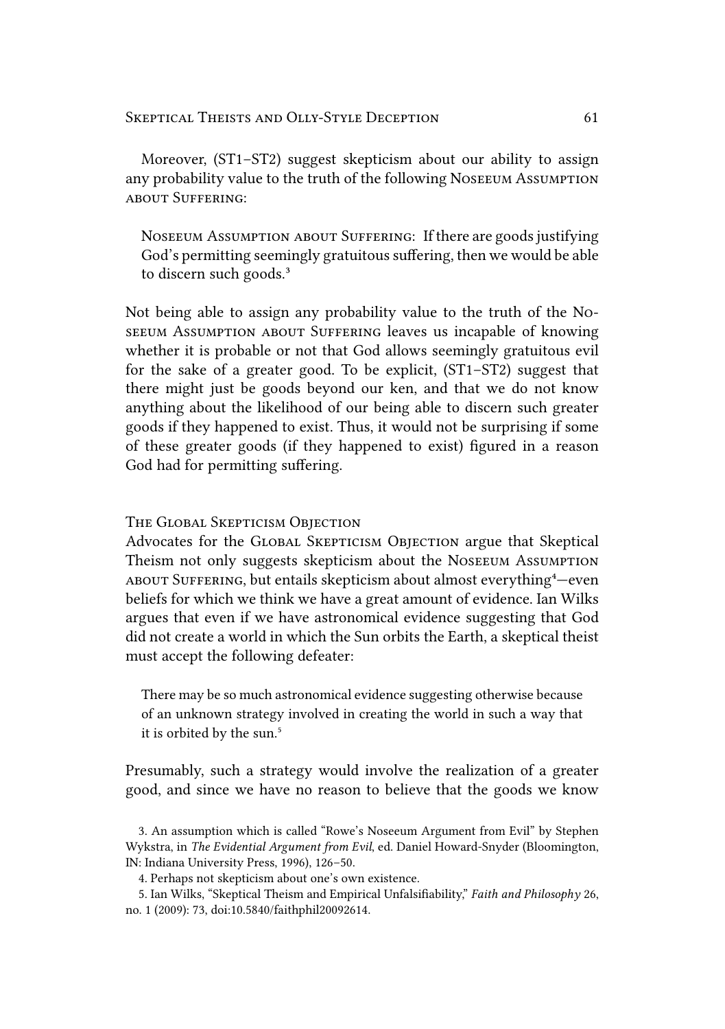Moreover, (ST1–ST2) suggest skepticism about our ability to assign any probability value to the truth of the following Noseeum Assumption about Suffering:

> Noseeum Assumption about Suffering: If there are goods justifying God's permitting seemingly gratuitous suffering, then we would be able to discern such goods.[3]

Not being able to assign any probability value to the truth of the Noseeum Assumption about Suffering leaves us incapable of knowing whether it is probable or not that God allows seemingly gratuitous evil for the sake of a greater good. To be explicit, (ST1–ST2) suggest that there might just be goods beyond our ken, and that we do not know anything about the likelihood of our being able to discern such greater goods if they happened to exist. Thus, it would not be surprising if some of these greater goods (if they happened to exist) figured in a reason God had for permitting suffering.

### The Global Skepticism Objection

Advocates for the Global Skepticism Objection argue that Skeptical Theism not only suggests skepticism about the Noseeum Assumption about Suffering, but entails skepticism about almost everything[4]—even beliefs for which we think we have a great amount of evidence. Ian Wilks argues that even if we have astronomical evidence suggesting that God did not create a world in which the Sun orbits the Earth, a skeptical theist must accept the following defeater:

> There may be so much astronomical evidence suggesting otherwise because of an unknown strategy involved in creating the world in such a way that it is orbited by the sun.[5]

Presumably, such a strategy would involve the realization of a greater good, and since we have no reason to believe that the goods we know

3. An assumption which is called "Rowe's Noseeum Argument from Evil" by Stephen Wykstra, in *The Evidential Argument from Evil*, ed. Daniel Howard-Snyder (Bloomington, IN: Indiana University Press, 1996), 126–50.

4. Perhaps not skepticism about one's own existence.

5. Ian Wilks, "Skeptical Theism and Empirical Unfalsifiability," *Faith and Philosophy* 26, no. 1 (2009): 73, doi:10.5840/faithphil20092614.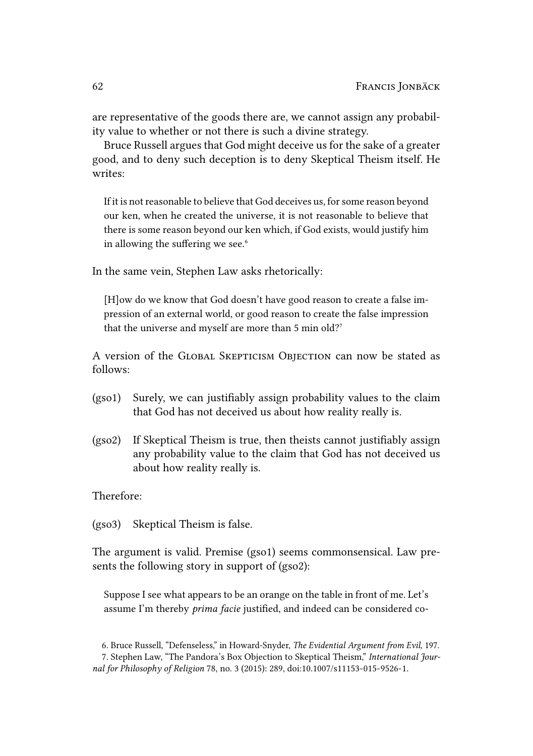are representative of the goods there are, we cannot assign any probability value to whether or not there is such a divine strategy.

Bruce Russell argues that God might deceive us for the sake of a greater good, and to deny such deception is to deny Skeptical Theism itself. He writes:

> If it is not reasonable to believe that God deceives us, for some reason beyond our ken, when he created the universe, it is not reasonable to believe that there is some reason beyond our ken which, if God exists, would justify him in allowing the suffering we see.[6]

In the same vein, Stephen Law asks rhetorically:

> [H]ow do we know that God doesn't have good reason to create a false impression of an external world, or good reason to create the false impression that the universe and myself are more than 5 min old?[7]

A version of the Global Skepticism Objection can now be stated as follows:

(gso1) Surely, we can justifiably assign probability values to the claim that God has not deceived us about how reality really is.

(gso2) If Skeptical Theism is true, then theists cannot justifiably assign any probability value to the claim that God has not deceived us about how reality really is.

Therefore:

(gso3) Skeptical Theism is false.

The argument is valid. Premise (gso1) seems commonsensical. Law presents the following story in support of (gso2):

> Suppose I see what appears to be an orange on the table in front of me. Let's assume I'm thereby *prima facie* justified, and indeed can be considered co-

6. Bruce Russell, "Defenseless," in Howard-Snyder, *The Evidential Argument from Evil*, 197.

7. Stephen Law, "The Pandora's Box Objection to Skeptical Theism," *International Journal for Philosophy of Religion* 78, no. 3 (2015): 289, doi:10.1007/s11153-015-9526-1.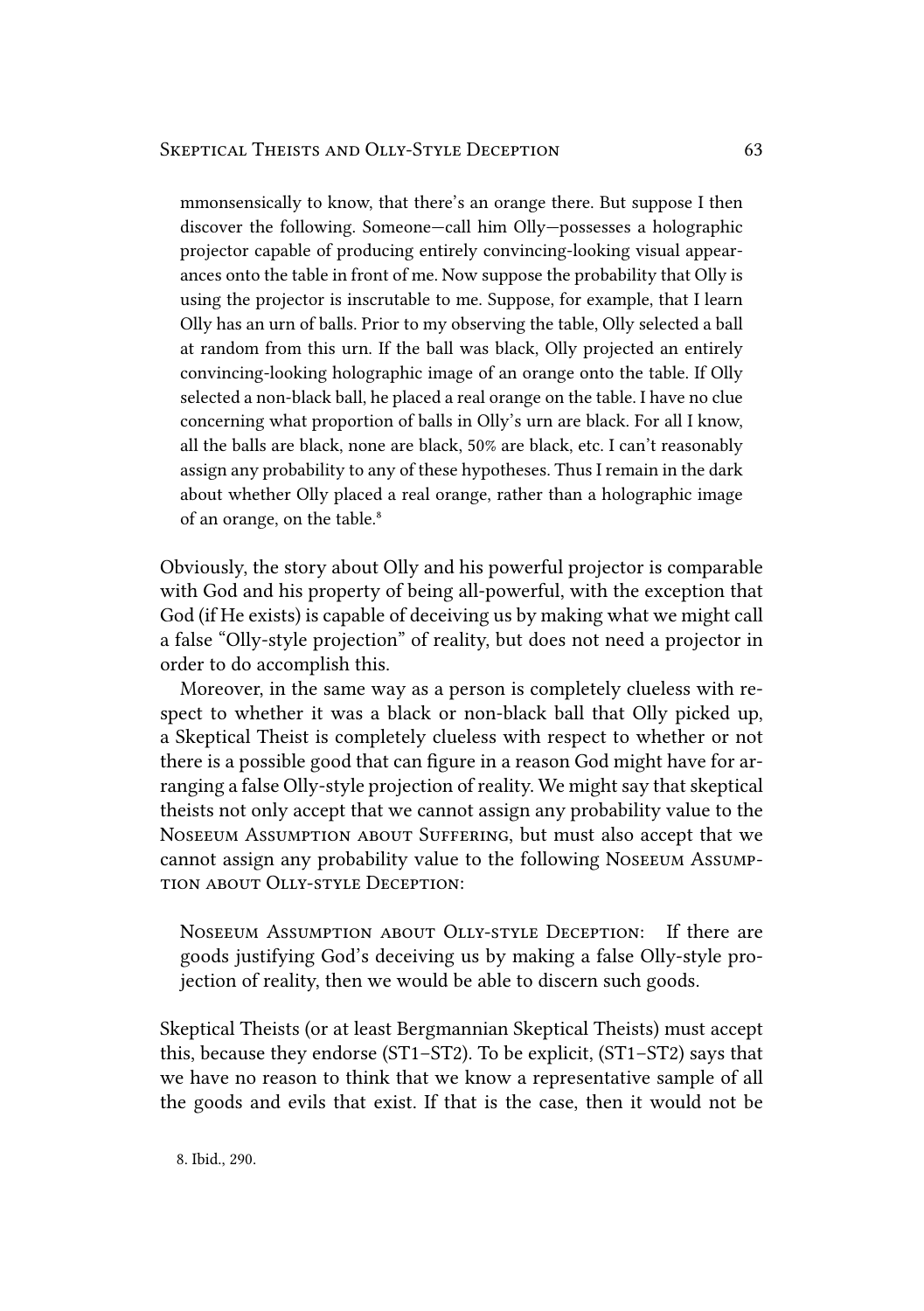> mmonsensically to know, that there's an orange there. But suppose I then discover the following. Someone—call him Olly—possesses a holographic projector capable of producing entirely convincing-looking visual appearances onto the table in front of me. Now suppose the probability that Olly is using the projector is inscrutable to me. Suppose, for example, that I learn Olly has an urn of balls. Prior to my observing the table, Olly selected a ball at random from this urn. If the ball was black, Olly projected an entirely convincing-looking holographic image of an orange onto the table. If Olly selected a non-black ball, he placed a real orange on the table. I have no clue concerning what proportion of balls in Olly's urn are black. For all I know, all the balls are black, none are black, 50% are black, etc. I can't reasonably assign any probability to any of these hypotheses. Thus I remain in the dark about whether Olly placed a real orange, rather than a holographic image of an orange, on the table.[8]

Obviously, the story about Olly and his powerful projector is comparable with God and his property of being all-powerful, with the exception that God (if He exists) is capable of deceiving us by making what we might call a false "Olly-style projection" of reality, but does not need a projector in order to do accomplish this.

Moreover, in the same way as a person is completely clueless with respect to whether it was a black or non-black ball that Olly picked up, a Skeptical Theist is completely clueless with respect to whether or not there is a possible good that can figure in a reason God might have for arranging a false Olly-style projection of reality. We might say that skeptical theists not only accept that we cannot assign any probability value to the Noseeum Assumption about Suffering, but must also accept that we cannot assign any probability value to the following Noseeum Assumption about Olly-style Deception:

> Noseeum Assumption about Olly-style Deception: If there are goods justifying God's deceiving us by making a false Olly-style projection of reality, then we would be able to discern such goods.

Skeptical Theists (or at least Bergmannian Skeptical Theists) must accept this, because they endorse (ST1–ST2). To be explicit, (ST1–ST2) says that we have no reason to think that we know a representative sample of all the goods and evils that exist. If that is the case, then it would not be

8. Ibid., 290.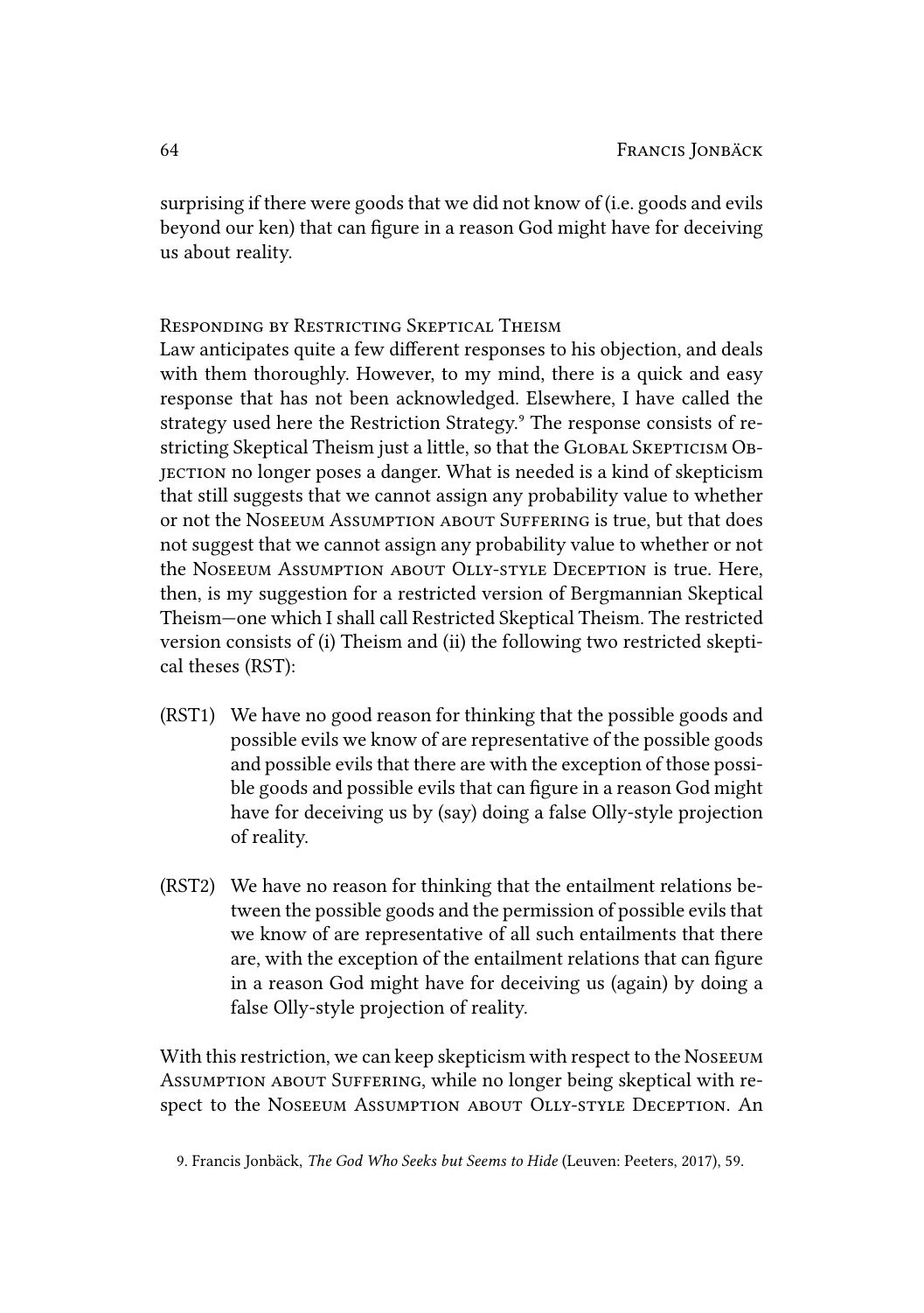surprising if there were goods that we did not know of (i.e. goods and evils beyond our ken) that can figure in a reason God might have for deceiving us about reality.

### Responding by Restricting Skeptical Theism

Law anticipates quite a few different responses to his objection, and deals with them thoroughly. However, to my mind, there is a quick and easy response that has not been acknowledged. Elsewhere, I have called the strategy used here the Restriction Strategy.[9] The response consists of restricting Skeptical Theism just a little, so that the Global Skepticism Objection no longer poses a danger. What is needed is a kind of skepticism that still suggests that we cannot assign any probability value to whether or not the Noseeum Assumption about Suffering is true, but that does not suggest that we cannot assign any probability value to whether or not the Noseeum Assumption about Olly-style Deception is true. Here, then, is my suggestion for a restricted version of Bergmannian Skeptical Theism—one which I shall call Restricted Skeptical Theism. The restricted version consists of (i) Theism and (ii) the following two restricted skeptical theses (RST):

(RST1) We have no good reason for thinking that the possible goods and possible evils we know of are representative of the possible goods and possible evils that there are with the exception of those possible goods and possible evils that can figure in a reason God might have for deceiving us by (say) doing a false Olly-style projection of reality.

(RST2) We have no reason for thinking that the entailment relations between the possible goods and the permission of possible evils that we know of are representative of all such entailments that there are, with the exception of the entailment relations that can figure in a reason God might have for deceiving us (again) by doing a false Olly-style projection of reality.

With this restriction, we can keep skepticism with respect to the Noseeum Assumption about Suffering, while no longer being skeptical with respect to the Noseeum Assumption about Olly-style Deception. An

9. Francis Jonbäck, *The God Who Seeks but Seems to Hide* (Leuven: Peeters, 2017), 59.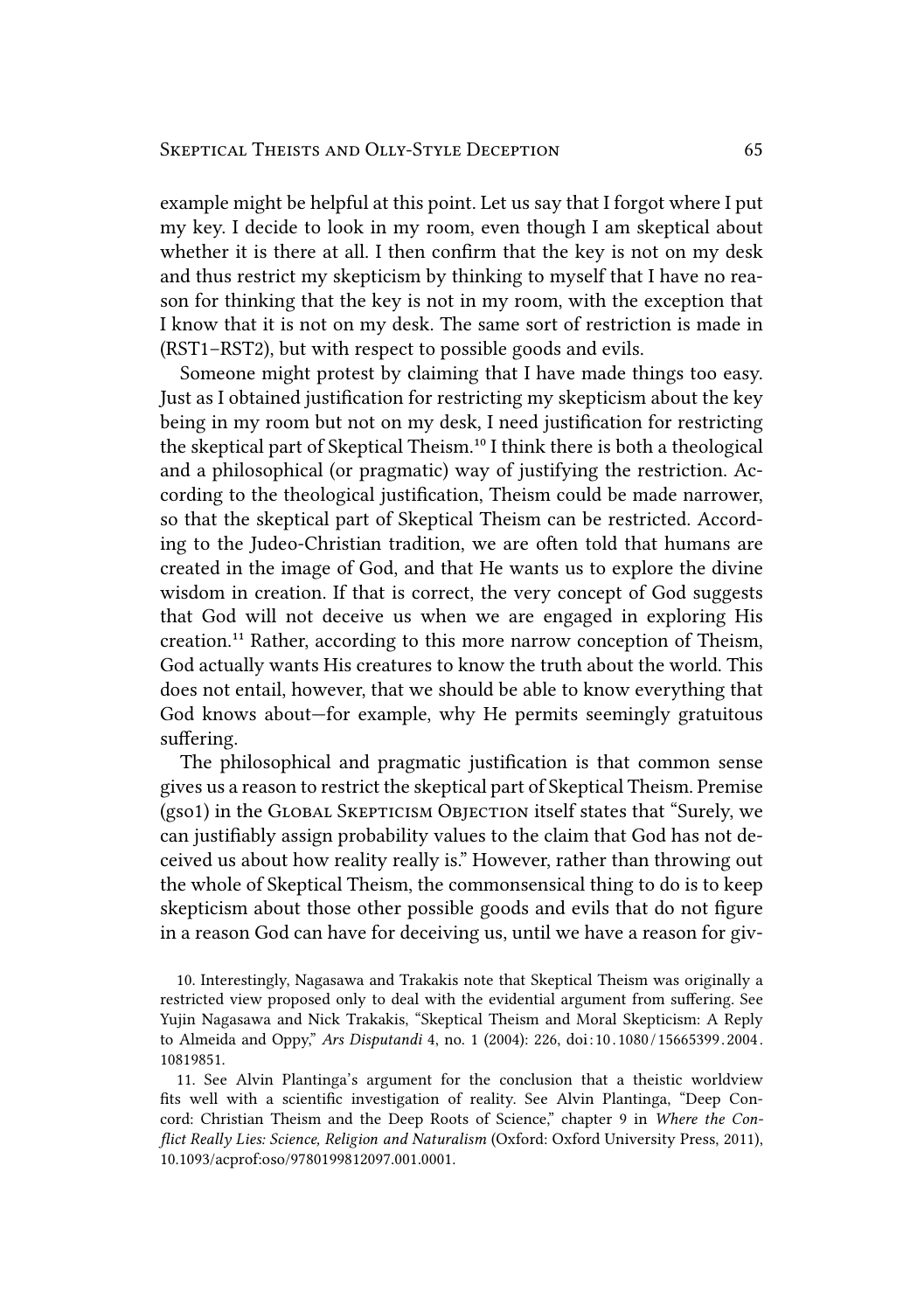example might be helpful at this point. Let us say that I forgot where I put my key. I decide to look in my room, even though I am skeptical about whether it is there at all. I then confirm that the key is not on my desk and thus restrict my skepticism by thinking to myself that I have no reason for thinking that the key is not in my room, with the exception that I know that it is not on my desk. The same sort of restriction is made in (RST1–RST2), but with respect to possible goods and evils.

Someone might protest by claiming that I have made things too easy. Just as I obtained justification for restricting my skepticism about the key being in my room but not on my desk, I need justification for restricting the skeptical part of Skeptical Theism.[10] I think there is both a theological and a philosophical (or pragmatic) way of justifying the restriction. According to the theological justification, Theism could be made narrower, so that the skeptical part of Skeptical Theism can be restricted. According to the Judeo-Christian tradition, we are often told that humans are created in the image of God, and that He wants us to explore the divine wisdom in creation. If that is correct, the very concept of God suggests that God will not deceive us when we are engaged in exploring His creation.[11] Rather, according to this more narrow conception of Theism, God actually wants His creatures to know the truth about the world. This does not entail, however, that we should be able to know everything that God knows about—for example, why He permits seemingly gratuitous suffering.

The philosophical and pragmatic justification is that common sense gives us a reason to restrict the skeptical part of Skeptical Theism. Premise (gso1) in the Global Skepticism Objection itself states that "Surely, we can justifiably assign probability values to the claim that God has not deceived us about how reality really is." However, rather than throwing out the whole of Skeptical Theism, the commonsensical thing to do is to keep skepticism about those other possible goods and evils that do not figure in a reason God can have for deceiving us, until we have a reason for giv-

10. Interestingly, Nagasawa and Trakakis note that Skeptical Theism was originally a restricted view proposed only to deal with the evidential argument from suffering. See Yujin Nagasawa and Nick Trakakis, "Skeptical Theism and Moral Skepticism: A Reply to Almeida and Oppy," *Ars Disputandi* 4, no. 1 (2004): 226, doi:10.1080/15665399.2004.10819851.

11. See Alvin Plantinga's argument for the conclusion that a theistic worldview fits well with a scientific investigation of reality. See Alvin Plantinga, "Deep Concord: Christian Theism and the Deep Roots of Science," chapter 9 in *Where the Conflict Really Lies: Science, Religion and Naturalism* (Oxford: Oxford University Press, 2011), 10.1093/acprof:oso/9780199812097.001.0001.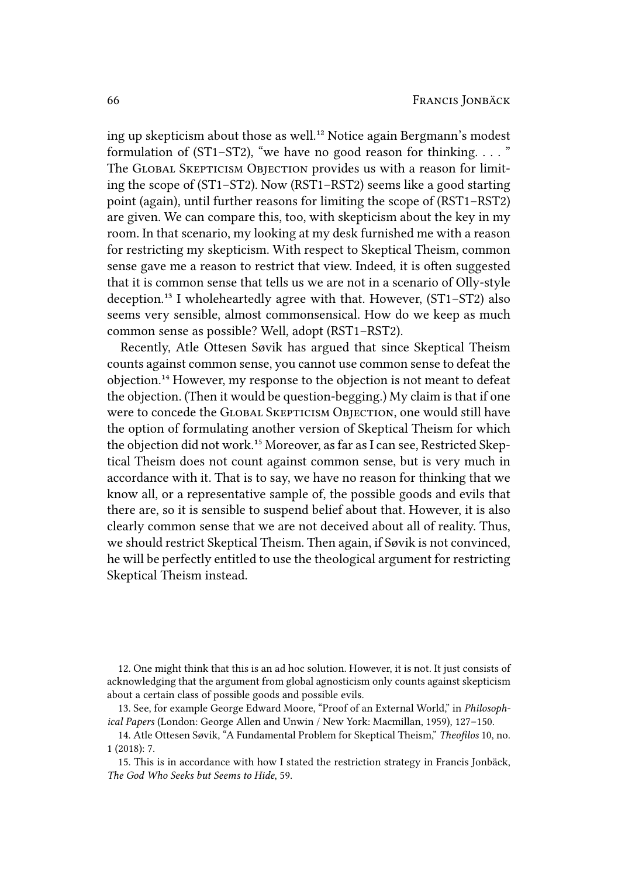ing up skepticism about those as well.[12] Notice again Bergmann's modest formulation of (ST1–ST2), "we have no good reason for thinking. . . . " The Global Skepticism Objection provides us with a reason for limiting the scope of (ST1–ST2). Now (RST1–RST2) seems like a good starting point (again), until further reasons for limiting the scope of (RST1–RST2) are given. We can compare this, too, with skepticism about the key in my room. In that scenario, my looking at my desk furnished me with a reason for restricting my skepticism. With respect to Skeptical Theism, common sense gave me a reason to restrict that view. Indeed, it is often suggested that it is common sense that tells us we are not in a scenario of Olly-style deception.[13] I wholeheartedly agree with that. However, (ST1–ST2) also seems very sensible, almost commonsensical. How do we keep as much common sense as possible? Well, adopt (RST1–RST2).

Recently, Atle Ottesen Søvik has argued that since Skeptical Theism counts against common sense, you cannot use common sense to defeat the objection.[14] However, my response to the objection is not meant to defeat the objection. (Then it would be question-begging.) My claim is that if one were to concede the Global Skepticism Objection, one would still have the option of formulating another version of Skeptical Theism for which the objection did not work.[15] Moreover, as far as I can see, Restricted Skeptical Theism does not count against common sense, but is very much in accordance with it. That is to say, we have no reason for thinking that we know all, or a representative sample of, the possible goods and evils that there are, so it is sensible to suspend belief about that. However, it is also clearly common sense that we are not deceived about all of reality. Thus, we should restrict Skeptical Theism. Then again, if Søvik is not convinced, he will be perfectly entitled to use the theological argument for restricting Skeptical Theism instead.

12. One might think that this is an ad hoc solution. However, it is not. It just consists of acknowledging that the argument from global agnosticism only counts against skepticism about a certain class of possible goods and possible evils.

13. See, for example George Edward Moore, "Proof of an External World," in *Philosophical Papers* (London: George Allen and Unwin / New York: Macmillan, 1959), 127–150.

14. Atle Ottesen Søvik, "A Fundamental Problem for Skeptical Theism," *Theofilos* 10, no. 1 (2018): 7.

15. This is in accordance with how I stated the restriction strategy in Francis Jonbäck, *The God Who Seeks but Seems to Hide*, 59.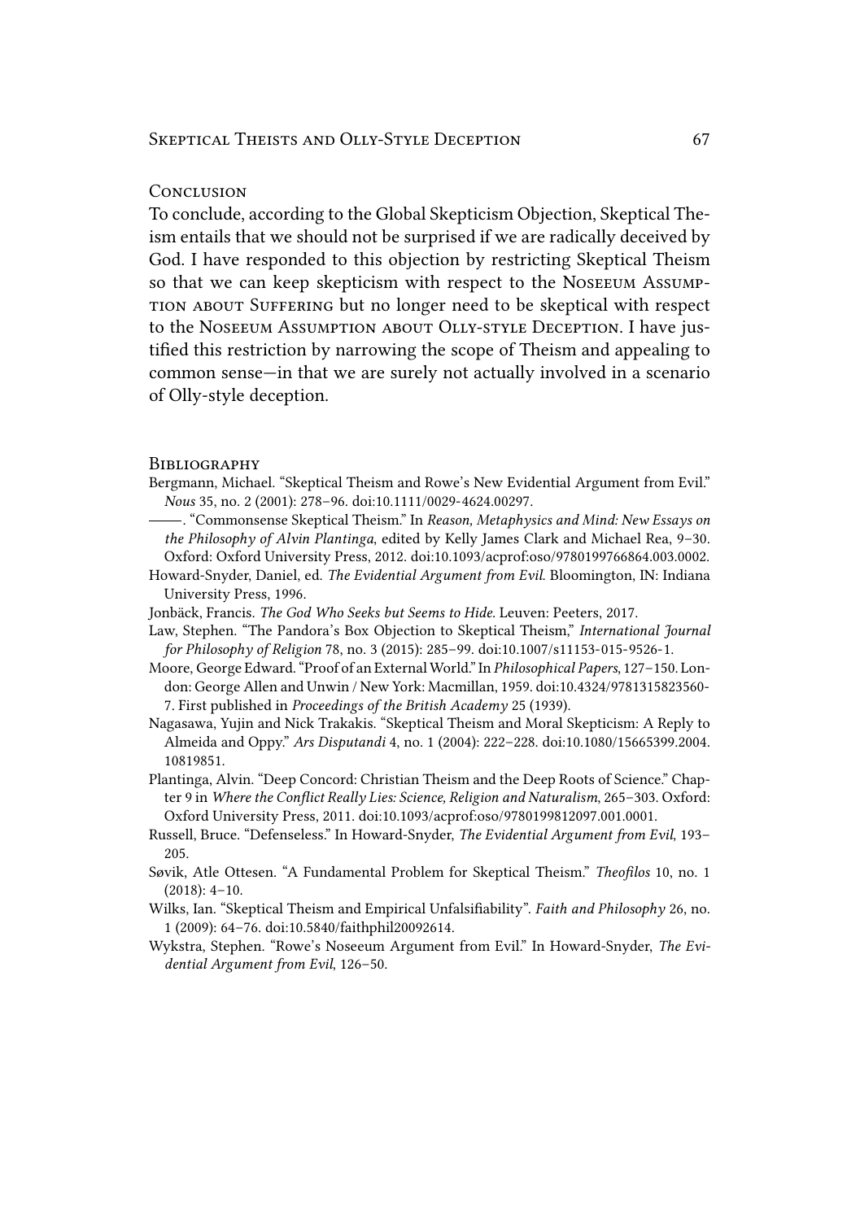## Conclusion

To conclude, according to the Global Skepticism Objection, Skeptical Theism entails that we should not be surprised if we are radically deceived by God. I have responded to this objection by restricting Skeptical Theism so that we can keep skepticism with respect to the Noseeum Assumption about Suffering but no longer need to be skeptical with respect to the Noseeum Assumption about Olly-style Deception. I have justified this restriction by narrowing the scope of Theism and appealing to common sense—in that we are surely not actually involved in a scenario of Olly-style deception.

## Bibliography

Bergmann, Michael. "Skeptical Theism and Rowe's New Evidential Argument from Evil." *Nous* 35, no. 2 (2001): 278–96. doi:10.1111/0029-4624.00297.

——. "Commonsense Skeptical Theism." In *Reason, Metaphysics and Mind: New Essays on the Philosophy of Alvin Plantinga*, edited by Kelly James Clark and Michael Rea, 9–30. Oxford: Oxford University Press, 2012. doi:10.1093/acprof:oso/9780199766864.003.0002.

Howard-Snyder, Daniel, ed. *The Evidential Argument from Evil*. Bloomington, IN: Indiana University Press, 1996.

Jonbäck, Francis. *The God Who Seeks but Seems to Hide*. Leuven: Peeters, 2017.

Law, Stephen. "The Pandora's Box Objection to Skeptical Theism," *International Journal for Philosophy of Religion* 78, no. 3 (2015): 285–99. doi:10.1007/s11153-015-9526-1.

Moore, George Edward. "Proof of an External World." In *Philosophical Papers*, 127–150. London: George Allen and Unwin / New York: Macmillan, 1959. doi:10.4324/9781315823560-7. First published in *Proceedings of the British Academy* 25 (1939).

Nagasawa, Yujin and Nick Trakakis. "Skeptical Theism and Moral Skepticism: A Reply to Almeida and Oppy." *Ars Disputandi* 4, no. 1 (2004): 222–228. doi:10.1080/15665399.2004.10819851.

Plantinga, Alvin. "Deep Concord: Christian Theism and the Deep Roots of Science." Chapter 9 in *Where the Conflict Really Lies: Science, Religion and Naturalism*, 265–303. Oxford: Oxford University Press, 2011. doi:10.1093/acprof:oso/9780199812097.001.0001.

Russell, Bruce. "Defenseless." In Howard-Snyder, *The Evidential Argument from Evil*, 193–205.

Søvik, Atle Ottesen. "A Fundamental Problem for Skeptical Theism." *Theofilos* 10, no. 1 (2018): 4–10.

Wilks, Ian. "Skeptical Theism and Empirical Unfalsifiability". *Faith and Philosophy* 26, no. 1 (2009): 64–76. doi:10.5840/faithphil20092614.

Wykstra, Stephen. "Rowe's Noseeum Argument from Evil." In Howard-Snyder, *The Evidential Argument from Evil*, 126–50.